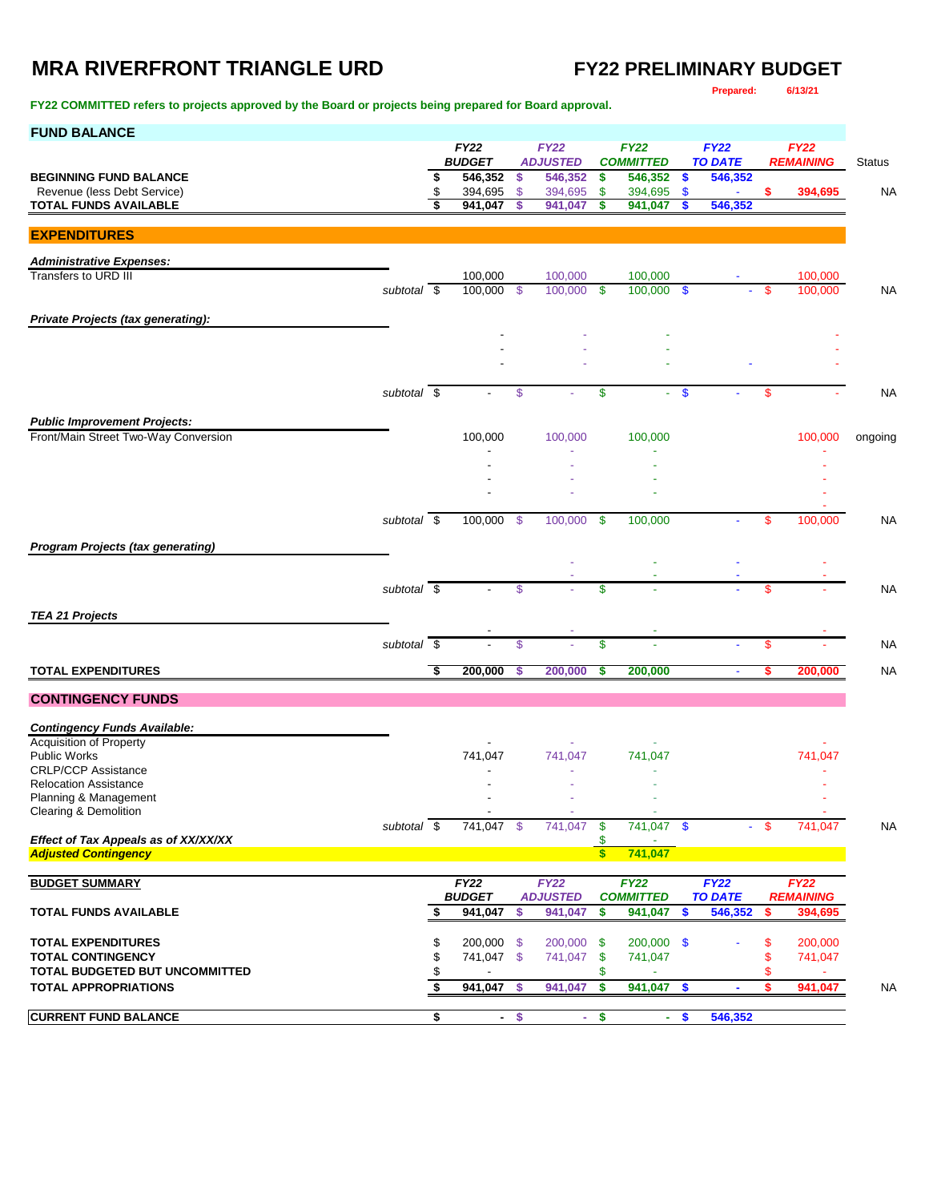# MRA RIVERFRONT TRIANGLE URD

## FY22 PRELIMINARY BUDGET

**Prepared: 6/13/21**

**FY22 COMMITTED refers to projects approved by the Board or projects being prepared for Board approval.**

## FUND BALANCE

| | FY22 BUDGET | FY22 ADJUSTED | FY22 COMMITTED | FY22 TO DATE | FY22 REMAINING | Status |
|---|---|---|---|---|---|---|
| **BEGINNING FUND BALANCE** | **$ 546,352** | **$ 546,352** | **$ 546,352** | **$ 546,352** | | |
| Revenue (less Debt Service) | $ 394,695 | $ 394,695 | $ 394,695 | $ - | **$ 394,695** | NA |
| **TOTAL FUNDS AVAILABLE** | **$ 941,047** | **$ 941,047** | **$ 941,047** | **$ 546,352** | | |

## EXPENDITURES

| | FY22 BUDGET | FY22 ADJUSTED | FY22 COMMITTED | FY22 TO DATE | FY22 REMAINING | Status |
|---|---|---|---|---|---|---|
| ***Administrative Expenses:*** | | | | | | |
| Transfers to URD III | 100,000 | 100,000 | 100,000 | - | 100,000 | |
| *subtotal* | $ 100,000 | $ 100,000 | $ 100,000 | $ - | $ 100,000 | NA |
| ***Private Projects (tax generating):*** | | | | | | |
| | - | - | - | | - | |
| | - | - | - | | - | |
| | - | - | - | - | - | |
| *subtotal* | $ - | $ - | $ - | $ - | $ - | NA |
| ***Public Improvement Projects:*** | | | | | | |
| Front/Main Street Two-Way Conversion | 100,000 | 100,000 | 100,000 | | 100,000 | ongoing |
| | - | - | - | | - | |
| | - | - | - | | - | |
| | - | - | - | | - | |
| | - | - | - | | - | |
| | | | | | - | |
| *subtotal* | $ 100,000 | $ 100,000 | $ 100,000 | - | $ 100,000 | NA |
| ***Program Projects (tax generating)*** | | | | | | |
| | | - | - | - | - | |
| | | - | - | - | - | |
| *subtotal* | $ - | $ - | $ - | - | $ - | NA |
| ***TEA 21 Projects*** | | | | | | |
| | - | - | - | | - | |
| *subtotal* | $ - | $ - | $ - | - | $ - | NA |
| **TOTAL EXPENDITURES** | **$ 200,000** | **$ 200,000** | **$ 200,000** | **-** | **$ 200,000** | NA |

## CONTINGENCY FUNDS

| | FY22 BUDGET | FY22 ADJUSTED | FY22 COMMITTED | FY22 TO DATE | FY22 REMAINING | Status |
|---|---|---|---|---|---|---|
| ***Contingency Funds Available:*** | | | | | | |
| Acquisition of Property | - | - | - | | - | |
| Public Works | 741,047 | 741,047 | 741,047 | | 741,047 | |
| CRLP/CCP Assistance | - | - | - | | - | |
| Relocation Assistance | - | - | - | | - | |
| Planning & Management | - | - | - | | - | |
| Clearing & Demolition | - | - | - | | - | |
| *subtotal* | $ 741,047 | $ 741,047 | $ 741,047 | $ - | $ 741,047 | NA |
| ***Effect of Tax Appeals as of XX/XX/XX*** | | | $ - | | | |
| ***Adjusted Contingency*** | | | **$ 741,047** | | | |

## BUDGET SUMMARY

| | FY22 BUDGET | FY22 ADJUSTED | FY22 COMMITTED | FY22 TO DATE | FY22 REMAINING | Status |
|---|---|---|---|---|---|---|
| **TOTAL FUNDS AVAILABLE** | **$ 941,047** | **$ 941,047** | **$ 941,047** | **$ 546,352** | **$ 394,695** | |
| **TOTAL EXPENDITURES** | $ 200,000 | $ 200,000 | $ 200,000 | $ - | $ 200,000 | |
| **TOTAL CONTINGENCY** | $ 741,047 | $ 741,047 | $ 741,047 | | $ 741,047 | |
| **TOTAL BUDGETED BUT UNCOMMITTED** | $ - | | $ - | | $ - | |
| **TOTAL APPROPRIATIONS** | **$ 941,047** | **$ 941,047** | **$ 941,047** | **$ -** | **$ 941,047** | NA |
| **CURRENT FUND BALANCE** | **$ -** | **$ -** | **$ -** | **$ 546,352** | | |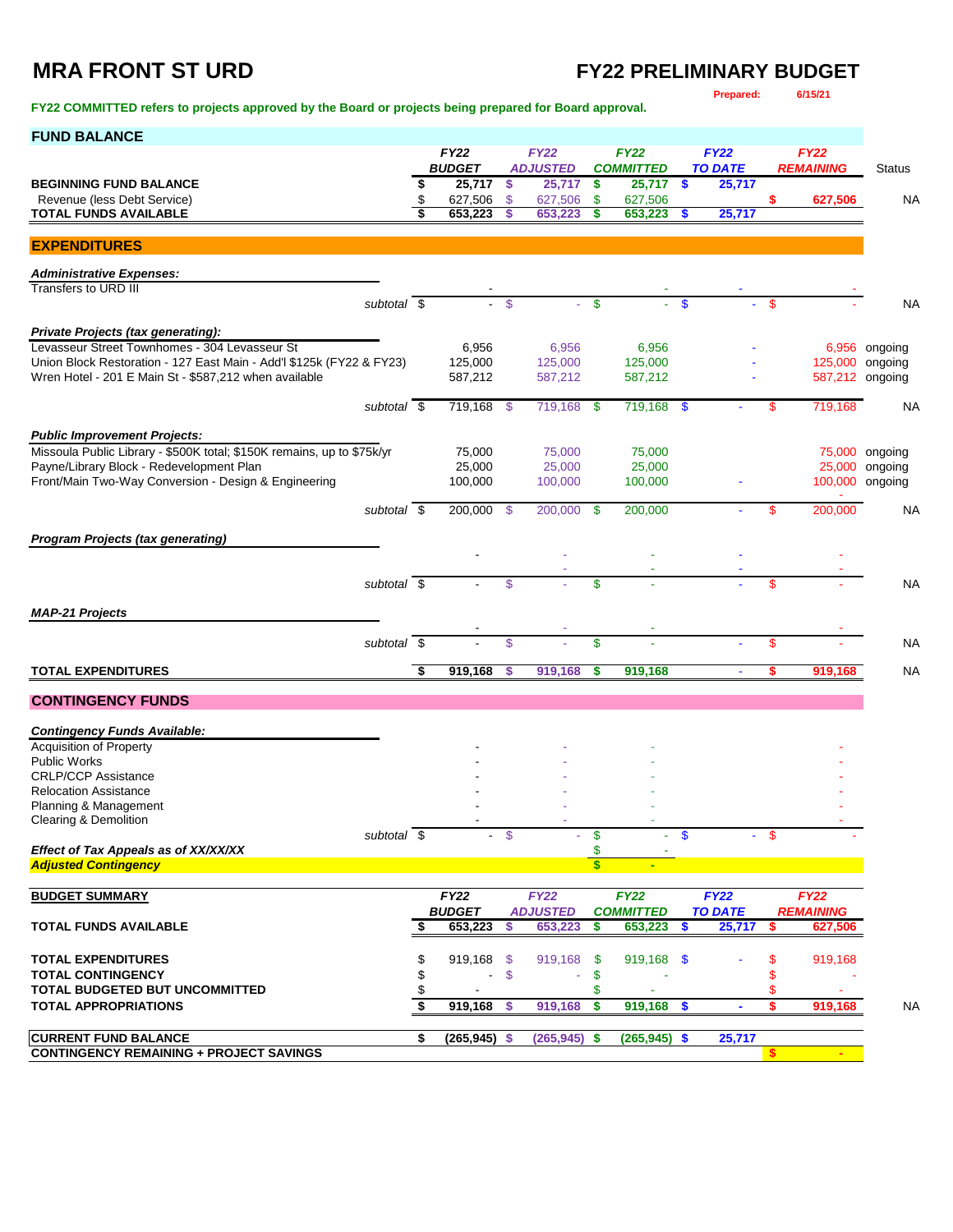# MRA FRONT ST URD

## FY22 PRELIMINARY BUDGET

**Prepared:** 6/15/21

**FY22 COMMITTED refers to projects approved by the Board or projects being prepared for Board approval.**

## FUND BALANCE

| | FY22 BUDGET | FY22 ADJUSTED | FY22 COMMITTED | FY22 TO DATE | FY22 REMAINING | Status |
|---|---|---|---|---|---|---|
| **BEGINNING FUND BALANCE** | $ 25,717 | $ 25,717 | $ 25,717 | $ 25,717 | | |
| Revenue (less Debt Service) | $ 627,506 | $ 627,506 | $ 627,506 | | $ 627,506 | NA |
| **TOTAL FUNDS AVAILABLE** | $ 653,223 | $ 653,223 | $ 653,223 | $ 25,717 | | |

## EXPENDITURES

| | FY22 BUDGET | FY22 ADJUSTED | FY22 COMMITTED | FY22 TO DATE | FY22 REMAINING | Status |
|---|---|---|---|---|---|---|
| ***Administrative Expenses:*** | | | | | | |
| Transfers to URD III | - | - | - | - | - | |
| *subtotal* | $ - | $ - | $ - | $ - | $ - | NA |
| ***Private Projects (tax generating):*** | | | | | | |
| Levasseur Street Townhomes - 304 Levasseur St | 6,956 | 6,956 | 6,956 | - | 6,956 | ongoing |
| Union Block Restoration - 127 East Main - Add'l $125k (FY22 & FY23) | 125,000 | 125,000 | 125,000 | - | 125,000 | ongoing |
| Wren Hotel - 201 E Main St - $587,212 when available | 587,212 | 587,212 | 587,212 | - | 587,212 | ongoing |
| *subtotal* | $ 719,168 | $ 719,168 | $ 719,168 | $ - | $ 719,168 | NA |
| ***Public Improvement Projects:*** | | | | | | |
| Missoula Public Library - $500K total; $150K remains, up to $75k/yr | 75,000 | 75,000 | 75,000 | | 75,000 | ongoing |
| Payne/Library Block - Redevelopment Plan | 25,000 | 25,000 | 25,000 | | 25,000 | ongoing |
| Front/Main Two-Way Conversion - Design & Engineering | 100,000 | 100,000 | 100,000 | - | 100,000 | ongoing |
| *subtotal* | $ 200,000 | $ 200,000 | $ 200,000 | - | $ 200,000 | NA |
| ***Program Projects (tax generating)*** | | | | | | |
| | - | - | - | - | - | |
| | | - | - | - | - | |
| *subtotal* | $ - | $ - | $ - | - | $ - | NA |
| ***MAP-21 Projects*** | | | | | | |
| | - | - | - | | - | |
| *subtotal* | $ - | $ - | $ - | - | $ - | NA |
| **TOTAL EXPENDITURES** | **$ 919,168** | **$ 919,168** | **$ 919,168** | **-** | **$ 919,168** | NA |

## CONTINGENCY FUNDS

| | FY22 BUDGET | FY22 ADJUSTED | FY22 COMMITTED | FY22 TO DATE | FY22 REMAINING |
|---|---|---|---|---|---|
| ***Contingency Funds Available:*** | | | | | |
| Acquisition of Property | - | - | - | | - |
| Public Works | - | - | - | | - |
| CRLP/CCP Assistance | - | - | - | | - |
| Relocation Assistance | - | - | - | | - |
| Planning & Management | - | - | - | | - |
| Clearing & Demolition | - | - | - | | - |
| *subtotal* | $ - | $ - | $ - | $ - | $ - |
| ***Effect of Tax Appeals as of XX/XX/XX*** | | | $ - | | |
| ***Adjusted Contingency*** | | | **$ -** | | |

## BUDGET SUMMARY

| | FY22 BUDGET | FY22 ADJUSTED | FY22 COMMITTED | FY22 TO DATE | FY22 REMAINING | |
|---|---|---|---|---|---|---|
| **TOTAL FUNDS AVAILABLE** | $ 653,223 | $ 653,223 | $ 653,223 | $ 25,717 | $ 627,506 | |
| **TOTAL EXPENDITURES** | $ 919,168 | $ 919,168 | $ 919,168 | $ - | $ 919,168 | |
| **TOTAL CONTINGENCY** | $ - | $ - | $ - | | $ - | |
| **TOTAL BUDGETED BUT UNCOMMITTED** | $ - | | $ - | | $ - | |
| **TOTAL APPROPRIATIONS** | $ 919,168 | $ 919,168 | $ 919,168 | $ - | $ 919,168 | NA |
| **CURRENT FUND BALANCE** | $ (265,945) | $ (265,945) | $ (265,945) | $ 25,717 | | |
| **CONTINGENCY REMAINING + PROJECT SAVINGS** | | | | | $ - | |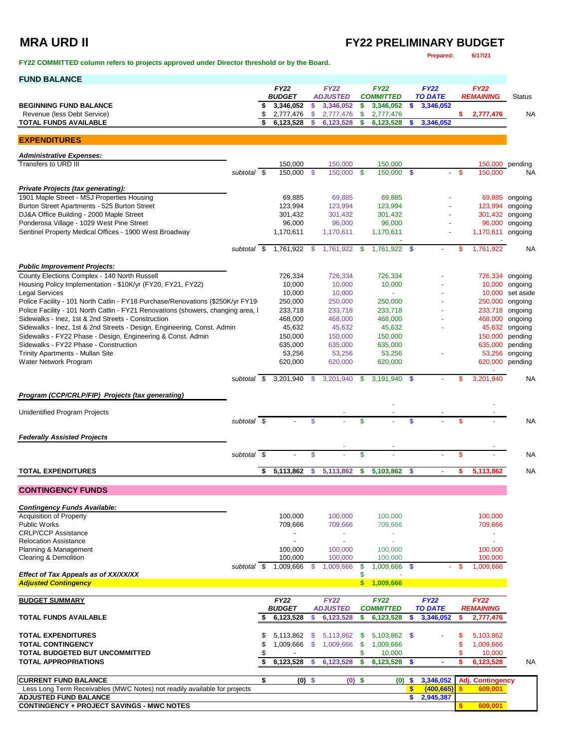# MRA URD II

# FY22 PRELIMINARY BUDGET

**Prepared: 6/17/21**

**FY22 COMMITTED column refers to projects approved under Director threshold or by the Board.**

## FUND BALANCE

| | FY22 BUDGET | FY22 ADJUSTED | FY22 COMMITTED | FY22 TO DATE | FY22 REMAINING | Status |
|---|---|---|---|---|---|---|
| **BEGINNING FUND BALANCE** | $ 3,346,052 | $ 3,346,052 | $ 3,346,052 | $ 3,346,052 | | |
| Revenue (less Debt Service) | $ 2,777,476 | $ 2,777,476 | $ 2,777,476 | | $ 2,777,476 | NA |
| **TOTAL FUNDS AVAILABLE** | $ 6,123,528 | $ 6,123,528 | $ 6,123,528 | $ 3,346,052 | | |

## EXPENDITURES

| | FY22 BUDGET | FY22 ADJUSTED | FY22 COMMITTED | FY22 TO DATE | FY22 REMAINING | Status |
|---|---|---|---|---|---|---|
| ***Administrative Expenses:*** | | | | | | |
| Transfers to URD III | 150,000 | 150,000 | 150,000 | | 150,000 | pending |
| subtotal | $ 150,000 | $ 150,000 | $ 150,000 | $ - | $ 150,000 | NA |
| ***Private Projects (tax generating):*** | | | | | | |
| 1901 Maple Street - MSJ Properties Housing | 69,885 | 69,885 | 69,885 | - | 69,885 | ongoing |
| Burton Street Apartments - 525 Burton Street | 123,994 | 123,994 | 123,994 | - | 123,994 | ongoing |
| DJ&A Office Building - 2000 Maple Street | 301,432 | 301,432 | 301,432 | - | 301,432 | ongoing |
| Ponderosa Village - 1029 West Pine Street | 96,000 | 96,000 | 96,000 | - | 96,000 | ongoing |
| Sentinel Property Medical Offices - 1900 West Broadway | 1,170,611 | 1,170,611 | 1,170,611 | - | 1,170,611 | ongoing |
| | | | - | | - | |
| subtotal | $ 1,761,922 | $ 1,761,922 | $ 1,761,922 | $ - | $ 1,761,922 | NA |
| ***Public Improvement Projects:*** | | | | | | |
| County Elections Complex - 140 North Russell | 726,334 | 726,334 | 726,334 | - | 726,334 | ongoing |
| Housing Policy Implementation - $10K/yr (FY20, FY21, FY22) | 10,000 | 10,000 | 10,000 | - | 10,000 | ongoing |
| Legal Services | 10,000 | 10,000 | - | - | 10,000 | set aside |
| Police Facility - 101 North Catlin - FY18 Purchase/Renovations ($250K/yr FY19- | 250,000 | 250,000 | 250,000 | - | 250,000 | ongoing |
| Police Facility - 101 North Catlin - FY21 Renovations (showers, changing area, l | 233,718 | 233,718 | 233,718 | - | 233,718 | ongoing |
| Sidewalks - Inez, 1st & 2nd Streets - Construction | 468,000 | 468,000 | 468,000 | - | 468,000 | ongoing |
| Sidewalks - Inez, 1st & 2nd Streets - Design, Engineering, Const. Admin | 45,632 | 45,632 | 45,632 | - | 45,632 | ongoing |
| Sidewalks - FY22 Phase - Design, Engineering & Const. Admin | 150,000 | 150,000 | 150,000 | | 150,000 | pending |
| Sidewalks - FY22 Phase - Construction | 635,000 | 635,000 | 635,000 | | 635,000 | pending |
| Trinity Apartments - Mullan Site | 53,256 | 53,256 | 53,256 | - | 53,256 | ongoing |
| Water Network Program | 620,000 | 620,000 | 620,000 | | 620,000 | pending |
| | | | | | - | |
| subtotal | $ 3,201,940 | $ 3,201,940 | $ 3,191,940 | $ - | $ 3,201,940 | NA |
| ***Program (CCP/CRLP/FIP) Projects (tax generating)*** | | | | | | |
| | | | - | | - | |
| Unidentified Program Projects | | - | - | - | - | |
| subtotal | $ - | $ - | $ - | $ - | $ - | NA |
| ***Federally Assisted Projects*** | | | | | | |
| | | - | - | | - | |
| subtotal | $ - | $ - | $ - | - | $ - | NA |
| **TOTAL EXPENDITURES** | $ 5,113,862 | $ 5,113,862 | $ 5,103,862 | $ - | $ 5,113,862 | NA |

## CONTINGENCY FUNDS

| | FY22 BUDGET | FY22 ADJUSTED | FY22 COMMITTED | FY22 TO DATE | FY22 REMAINING |
|---|---|---|---|---|---|
| ***Contingency Funds Available:*** | | | | | |
| Acquisition of Property | 100,000 | 100,000 | 100,000 | | 100,000 |
| Public Works | 709,666 | 709,666 | 709,666 | | 709,666 |
| CRLP/CCP Assistance | - | - | - | | - |
| Relocation Assistance | - | - | - | | - |
| Planning & Management | 100,000 | 100,000 | 100,000 | | 100,000 |
| Clearing & Demolition | 100,000 | 100,000 | 100,000 | | 100,000 |
| subtotal | $ 1,009,666 | $ 1,009,666 | $ 1,009,666 | $ - | $ 1,009,666 |
| ***Effect of Tax Appeals as of XX/XX/XX*** | | | $ - | | |
| ***Adjusted Contingency*** | | | $ 1,009,666 | | |

## BUDGET SUMMARY

| | FY22 BUDGET | FY22 ADJUSTED | FY22 COMMITTED | FY22 TO DATE | FY22 REMAINING | |
|---|---|---|---|---|---|---|
| **TOTAL FUNDS AVAILABLE** | $ 6,123,528 | $ 6,123,528 | $ 6,123,528 | $ 3,346,052 | $ 2,777,476 | |
| **TOTAL EXPENDITURES** | $ 5,113,862 | $ 5,113,862 | $ 5,103,862 | $ - | $ 5,103,862 | |
| **TOTAL CONTINGENCY** | $ 1,009,666 | $ 1,009,666 | $ 1,009,666 | | $ 1,009,666 | |
| **TOTAL BUDGETED BUT UNCOMMITTED** | $ - | | $ 10,000 | | $ 10,000 | |
| **TOTAL APPROPRIATIONS** | $ 6,123,528 | $ 6,123,528 | $ 6,123,528 | $ - | $ 6,123,528 | NA |

| | FY22 BUDGET | FY22 ADJUSTED | FY22 COMMITTED | FY22 TO DATE | Adj. Contingency |
|---|---|---|---|---|---|
| **CURRENT FUND BALANCE** | $ (0) | $ (0) | $ (0) | $ 3,346,052 | **Adj. Contingency** |
| Less Long Term Receivables (MWC Notes) not readily available for projects | | | | $ (400,665) | $ 609,001 |
| **ADJUSTED FUND BALANCE** | | | | $ 2,945,387 | |
| **CONTINGENCY + PROJECT SAVINGS - MWC NOTES** | | | | | $ 609,001 |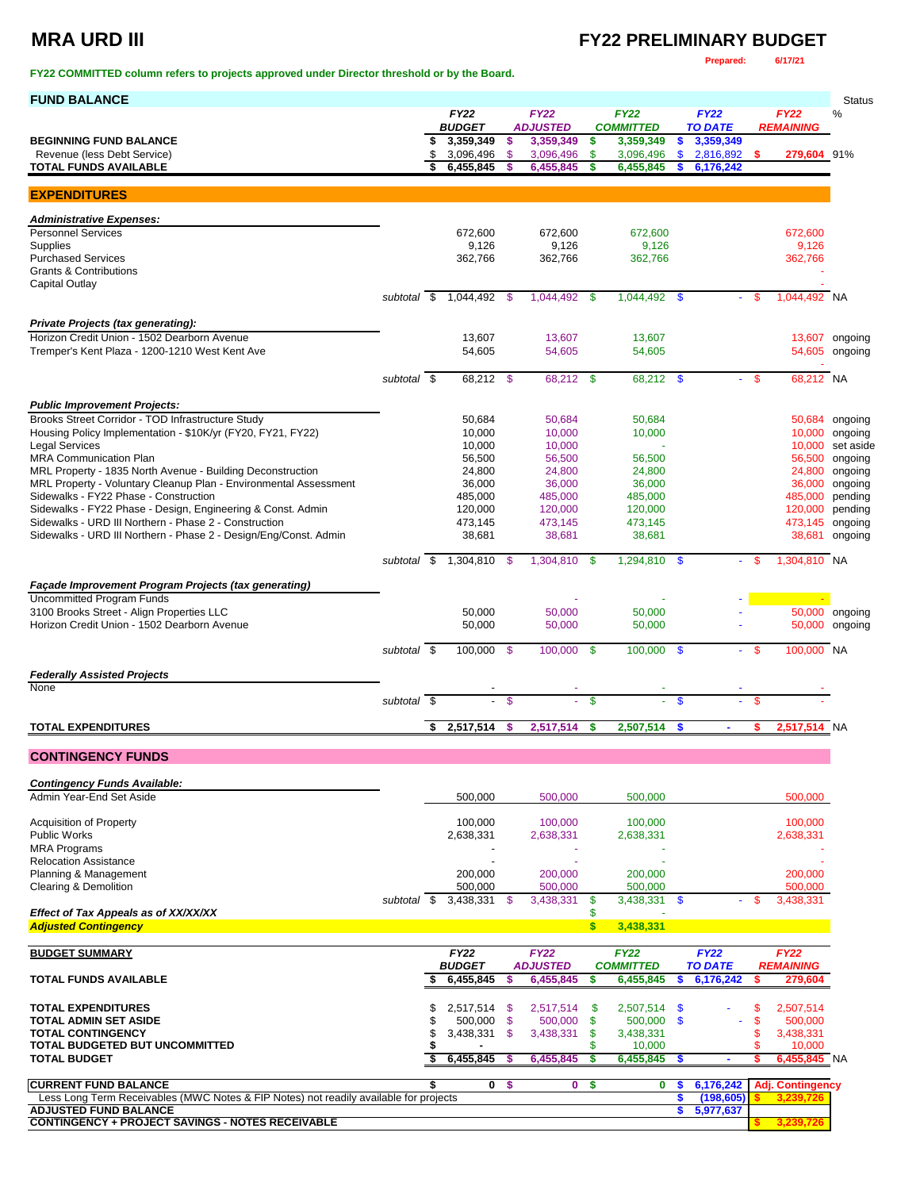# MRA URD III

## FY22 PRELIMINARY BUDGET

Prepared: 6/17/21

**FY22 COMMITTED column refers to projects approved under Director threshold or by the Board.**

## FUND BALANCE

| | FY22 BUDGET | FY22 ADJUSTED | FY22 COMMITTED | FY22 TO DATE | FY22 REMAINING | Status % |
|---|---|---|---|---|---|---|
| **BEGINNING FUND BALANCE** | $ 3,359,349 | $ 3,359,349 | $ 3,359,349 | $ 3,359,349 | | |
| Revenue (less Debt Service) | $ 3,096,496 | $ 3,096,496 | $ 3,096,496 | $ 2,816,892 | $ 279,604 | 91% |
| **TOTAL FUNDS AVAILABLE** | $ 6,455,845 | $ 6,455,845 | $ 6,455,845 | $ 6,176,242 | | |

## EXPENDITURES

| | FY22 BUDGET | FY22 ADJUSTED | FY22 COMMITTED | FY22 TO DATE | FY22 REMAINING | Status |
|---|---|---|---|---|---|---|
| ***Administrative Expenses:*** | | | | | | |
| Personnel Services | 672,600 | 672,600 | 672,600 | | 672,600 | |
| Supplies | 9,126 | 9,126 | 9,126 | | 9,126 | |
| Purchased Services | 362,766 | 362,766 | 362,766 | | 362,766 | |
| Grants & Contributions | | | | | - | |
| Capital Outlay | | | | | - | |
| *subtotal* | $ 1,044,492 | $ 1,044,492 | $ 1,044,492 | $ - | $ 1,044,492 | NA |
| ***Private Projects (tax generating):*** | | | | | | |
| Horizon Credit Union - 1502 Dearborn Avenue | 13,607 | 13,607 | 13,607 | | 13,607 | ongoing |
| Tremper's Kent Plaza - 1200-1210 West Kent Ave | 54,605 | 54,605 | 54,605 | | 54,605 | ongoing |
| | | | | | - | |
| *subtotal* | $ 68,212 | $ 68,212 | $ 68,212 | $ - | $ 68,212 | NA |
| ***Public Improvement Projects:*** | | | | | | |
| Brooks Street Corridor - TOD Infrastructure Study | 50,684 | 50,684 | 50,684 | | 50,684 | ongoing |
| Housing Policy Implementation - $10K/yr (FY20, FY21, FY22) | 10,000 | 10,000 | 10,000 | | 10,000 | ongoing |
| Legal Services | 10,000 | 10,000 | - | | 10,000 | set aside |
| MRA Communication Plan | 56,500 | 56,500 | 56,500 | | 56,500 | ongoing |
| MRL Property - 1835 North Avenue - Building Deconstruction | 24,800 | 24,800 | 24,800 | | 24,800 | ongoing |
| MRL Property - Voluntary Cleanup Plan - Environmental Assessment | 36,000 | 36,000 | 36,000 | | 36,000 | ongoing |
| Sidewalks - FY22 Phase - Construction | 485,000 | 485,000 | 485,000 | | 485,000 | pending |
| Sidewalks - FY22 Phase - Design, Engineering & Const. Admin | 120,000 | 120,000 | 120,000 | | 120,000 | pending |
| Sidewalks - URD III Northern - Phase 2 - Construction | 473,145 | 473,145 | 473,145 | | 473,145 | ongoing |
| Sidewalks - URD III Northern - Phase 2 - Design/Eng/Const. Admin | 38,681 | 38,681 | 38,681 | | 38,681 | ongoing |
| *subtotal* | $ 1,304,810 | $ 1,304,810 | $ 1,294,810 | $ - | $ 1,304,810 | NA |
| ***Façade Improvement Program Projects (tax generating)*** | | | | | | |
| Uncommitted Program Funds | - | - | - | - | - | |
| 3100 Brooks Street - Align Properties LLC | 50,000 | 50,000 | 50,000 | - | 50,000 | ongoing |
| Horizon Credit Union - 1502 Dearborn Avenue | 50,000 | 50,000 | 50,000 | - | 50,000 | ongoing |
| *subtotal* | $ 100,000 | $ 100,000 | $ 100,000 | $ - | $ 100,000 | NA |
| ***Federally Assisted Projects*** | | | | | | |
| None | - | - | - | - | - | |
| *subtotal* | $ - | $ - | $ - | $ - | $ - | |
| **TOTAL EXPENDITURES** | $ 2,517,514 | $ 2,517,514 | $ 2,507,514 | $ - | $ 2,517,514 | NA |

## CONTINGENCY FUNDS

| | FY22 BUDGET | FY22 ADJUSTED | FY22 COMMITTED | FY22 TO DATE | FY22 REMAINING |
|---|---|---|---|---|---|
| ***Contingency Funds Available:*** | | | | | |
| Admin Year-End Set Aside | 500,000 | 500,000 | 500,000 | | 500,000 |
| Acquisition of Property | 100,000 | 100,000 | 100,000 | | 100,000 |
| Public Works | 2,638,331 | 2,638,331 | 2,638,331 | | 2,638,331 |
| MRA Programs | - | - | - | | - |
| Relocation Assistance | - | - | - | | - |
| Planning & Management | 200,000 | 200,000 | 200,000 | | 200,000 |
| Clearing & Demolition | 500,000 | 500,000 | 500,000 | | 500,000 |
| *subtotal* | $ 3,438,331 | $ 3,438,331 | $ 3,438,331 | $ - | $ 3,438,331 |
| ***Effect of Tax Appeals as of XX/XX/XX*** | | | $ - | | |
| ***Adjusted Contingency*** | | | $ 3,438,331 | | |

## BUDGET SUMMARY

| | FY22 BUDGET | FY22 ADJUSTED | FY22 COMMITTED | FY22 TO DATE | FY22 REMAINING | |
|---|---|---|---|---|---|---|
| **TOTAL FUNDS AVAILABLE** | $ 6,455,845 | $ 6,455,845 | $ 6,455,845 | $ 6,176,242 | $ 279,604 | |
| **TOTAL EXPENDITURES** | $ 2,517,514 | $ 2,517,514 | $ 2,507,514 | $ - | $ 2,507,514 | |
| **TOTAL ADMIN SET ASIDE** | $ 500,000 | $ 500,000 | $ 500,000 | $ - | $ 500,000 | |
| **TOTAL CONTINGENCY** | $ 3,438,331 | $ 3,438,331 | $ 3,438,331 | | $ 3,438,331 | |
| **TOTAL BUDGETED BUT UNCOMMITTED** | $ - | | $ 10,000 | | $ 10,000 | |
| **TOTAL BUDGET** | $ 6,455,845 | $ 6,455,845 | $ 6,455,845 | $ - | $ 6,455,845 | NA |
| **CURRENT FUND BALANCE** | $ 0 | $ 0 | $ 0 | $ 6,176,242 | Adj. Contingency | |
| Less Long Term Receivables (MWC Notes & FIP Notes) not readily available for projects | | | | $ (198,605) | $ 3,239,726 | |
| **ADJUSTED FUND BALANCE** | | | | $ 5,977,637 | | |
| **CONTINGENCY + PROJECT SAVINGS - NOTES RECEIVABLE** | | | | | $ 3,239,726 | |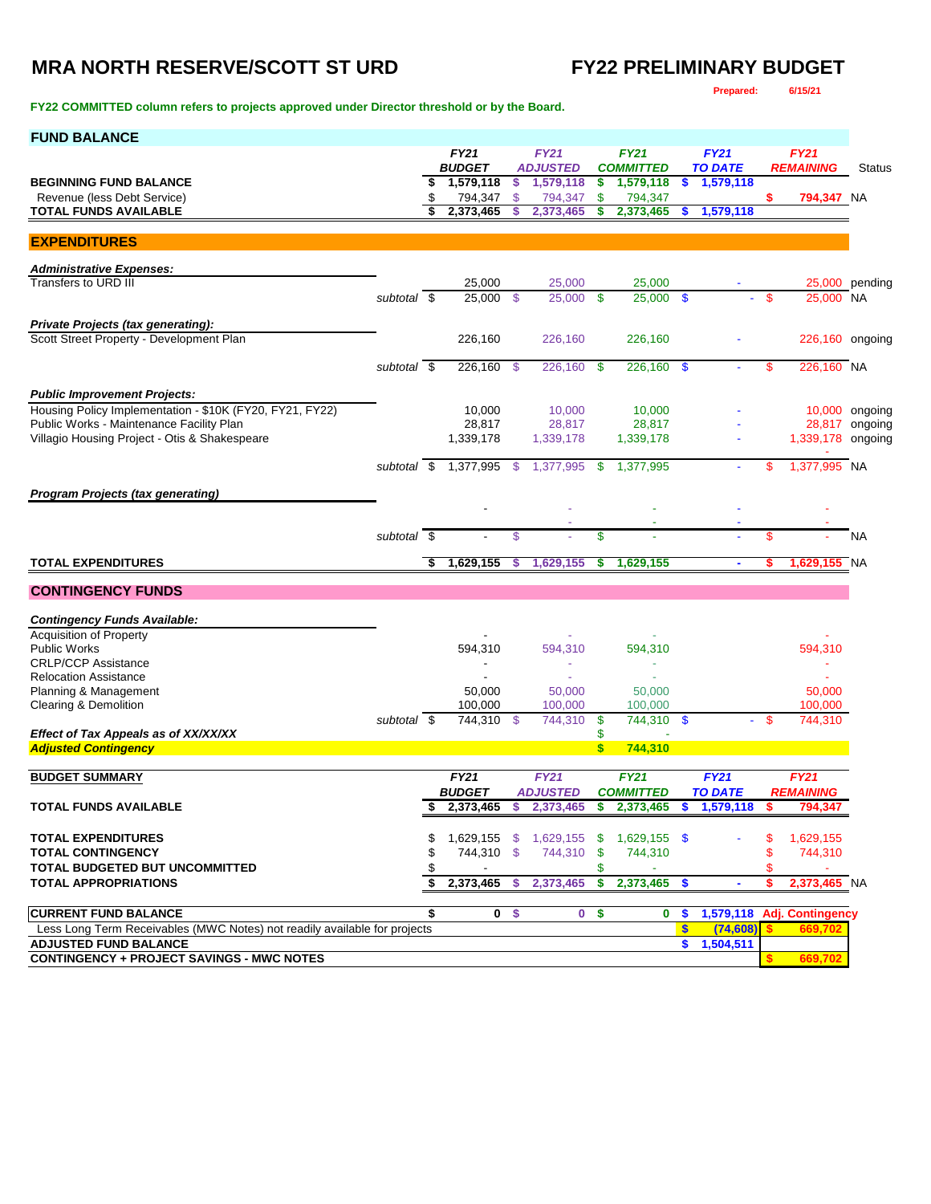# MRA NORTH RESERVE/SCOTT ST URD

# FY22 PRELIMINARY BUDGET

**Prepared: 6/15/21**

**FY22 COMMITTED column refers to projects approved under Director threshold or by the Board.**

## FUND BALANCE

| | FY21 BUDGET | FY21 ADJUSTED | FY21 COMMITTED | FY21 TO DATE | FY21 REMAINING | Status |
|---|---|---|---|---|---|---|
| **BEGINNING FUND BALANCE** | $ 1,579,118 | $ 1,579,118 | $ 1,579,118 | $ 1,579,118 | | |
| Revenue (less Debt Service) | $ 794,347 | $ 794,347 | $ 794,347 | | $ 794,347 | NA |
| **TOTAL FUNDS AVAILABLE** | $ 2,373,465 | $ 2,373,465 | $ 2,373,465 | $ 1,579,118 | | |

## EXPENDITURES

| | | FY21 BUDGET | FY21 ADJUSTED | FY21 COMMITTED | FY21 TO DATE | FY21 REMAINING | Status |
|---|---|---|---|---|---|---|---|
| ***Administrative Expenses:*** | | | | | | | |
| Transfers to URD III | | 25,000 | 25,000 | 25,000 | - | 25,000 | pending |
| | *subtotal* | $ 25,000 | $ 25,000 | $ 25,000 | $ - | $ 25,000 | NA |
| ***Private Projects (tax generating):*** | | | | | | | |
| Scott Street Property - Development Plan | | 226,160 | 226,160 | 226,160 | - | 226,160 | ongoing |
| | *subtotal* | $ 226,160 | $ 226,160 | $ 226,160 | $ - | $ 226,160 | NA |
| ***Public Improvement Projects:*** | | | | | | | |
| Housing Policy Implementation - $10K (FY20, FY21, FY22) | | 10,000 | 10,000 | 10,000 | - | 10,000 | ongoing |
| Public Works - Maintenance Facility Plan | | 28,817 | 28,817 | 28,817 | - | 28,817 | ongoing |
| Villagio Housing Project - Otis & Shakespeare | | 1,339,178 | 1,339,178 | 1,339,178 | - | 1,339,178 | ongoing |
| | | | | | | - | |
| | *subtotal* | $ 1,377,995 | $ 1,377,995 | $ 1,377,995 | - | $ 1,377,995 | NA |
| ***Program Projects (tax generating)*** | | | | | | | |
| | | - | - | - | - | - | |
| | | | - | - | - | - | |
| | *subtotal* | $ - | $ - | $ - | - | $ - | NA |
| **TOTAL EXPENDITURES** | | $ 1,629,155 | $ 1,629,155 | $ 1,629,155 | - | $ 1,629,155 | NA |

## CONTINGENCY FUNDS

| | | FY21 BUDGET | FY21 ADJUSTED | FY21 COMMITTED | FY21 TO DATE | FY21 REMAINING |
|---|---|---|---|---|---|---|
| ***Contingency Funds Available:*** | | | | | | |
| Acquisition of Property | | - | - | - | | - |
| Public Works | | 594,310 | 594,310 | 594,310 | | 594,310 |
| CRLP/CCP Assistance | | - | - | - | | - |
| Relocation Assistance | | - | - | - | | - |
| Planning & Management | | 50,000 | 50,000 | 50,000 | | 50,000 |
| Clearing & Demolition | | 100,000 | 100,000 | 100,000 | | 100,000 |
| | *subtotal* | $ 744,310 | $ 744,310 | $ 744,310 | $ - | $ 744,310 |
| ***Effect of Tax Appeals as of XX/XX/XX*** | | | | $ - | | |
| ***Adjusted Contingency*** | | | | $ 744,310 | | |

| BUDGET SUMMARY | FY21 BUDGET | FY21 ADJUSTED | FY21 COMMITTED | FY21 TO DATE | FY21 REMAINING | |
|---|---|---|---|---|---|---|
| **TOTAL FUNDS AVAILABLE** | $ 2,373,465 | $ 2,373,465 | $ 2,373,465 | $ 1,579,118 | $ 794,347 | |
| **TOTAL EXPENDITURES** | $ 1,629,155 | $ 1,629,155 | $ 1,629,155 | $ - | $ 1,629,155 | |
| **TOTAL CONTINGENCY** | $ 744,310 | $ 744,310 | $ 744,310 | | $ 744,310 | |
| **TOTAL BUDGETED BUT UNCOMMITTED** | $ - | | $ - | | $ - | |
| **TOTAL APPROPRIATIONS** | $ 2,373,465 | $ 2,373,465 | $ 2,373,465 | $ - | $ 2,373,465 | NA |
| **CURRENT FUND BALANCE** | $ 0 | $ 0 | $ 0 | $ 1,579,118 | **Adj. Contingency** | |
| Less Long Term Receivables (MWC Notes) not readily available for projects | | | | $ (74,608) | $ 669,702 | |
| **ADJUSTED FUND BALANCE** | | | | $ 1,504,511 | | |
| **CONTINGENCY + PROJECT SAVINGS - MWC NOTES** | | | | | $ 669,702 | |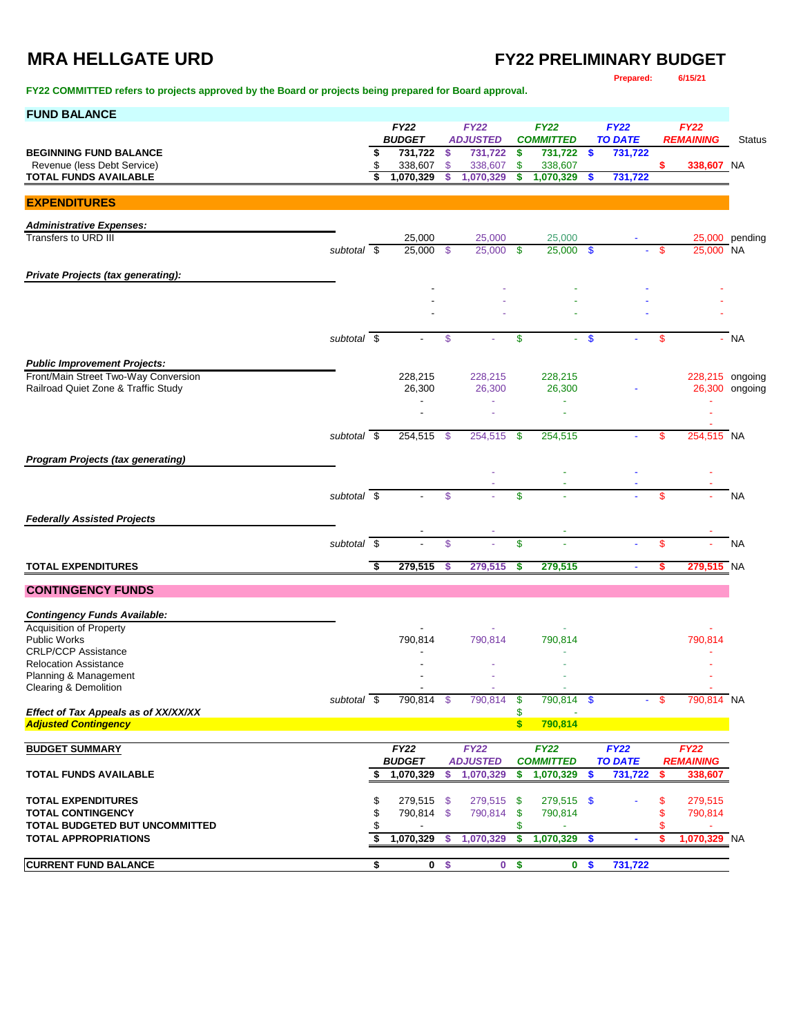# MRA HELLGATE URD

# FY22 PRELIMINARY BUDGET

**Prepared: 6/15/21**

**FY22 COMMITTED refers to projects approved by the Board or projects being prepared for Board approval.**

## FUND BALANCE

| | FY22 BUDGET | FY22 ADJUSTED | FY22 COMMITTED | FY22 TO DATE | FY22 REMAINING | Status |
|---|---|---|---|---|---|---|
| **BEGINNING FUND BALANCE** | $ 731,722 | $ 731,722 | $ 731,722 | $ 731,722 | | |
| Revenue (less Debt Service) | $ 338,607 | $ 338,607 | $ 338,607 | | $ 338,607 | NA |
| **TOTAL FUNDS AVAILABLE** | $ 1,070,329 | $ 1,070,329 | $ 1,070,329 | $ 731,722 | | |

## EXPENDITURES

| | FY22 BUDGET | FY22 ADJUSTED | FY22 COMMITTED | FY22 TO DATE | FY22 REMAINING | Status |
|---|---|---|---|---|---|---|
| ***Administrative Expenses:*** | | | | | | |
| Transfers to URD III | 25,000 | 25,000 | 25,000 | - | 25,000 | pending |
| *subtotal* | $ 25,000 | $ 25,000 | $ 25,000 | $ - | $ 25,000 | NA |
| ***Private Projects (tax generating):*** | | | | | | |
| | - | - | - | - | - | |
| | - | - | - | - | - | |
| | - | - | - | - | - | |
| *subtotal* | $ - | $ - | $ - | $ - | $ - | NA |
| ***Public Improvement Projects:*** | | | | | | |
| Front/Main Street Two-Way Conversion | 228,215 | 228,215 | 228,215 | | 228,215 | ongoing |
| Railroad Quiet Zone & Traffic Study | 26,300 | 26,300 | 26,300 | - | 26,300 | ongoing |
| | - | - | - | | - | |
| | - | - | - | | - | |
| | | | | | - | |
| *subtotal* | $ 254,515 | $ 254,515 | $ 254,515 | - | $ 254,515 | NA |
| ***Program Projects (tax generating)*** | | | | | | |
| | | - | - | - | - | |
| | | - | - | - | - | |
| *subtotal* | $ - | $ - | $ - | - | $ - | NA |
| ***Federally Assisted Projects*** | | | | | | |
| | - | - | - | | - | |
| *subtotal* | $ - | $ - | $ - | - | $ - | NA |
| **TOTAL EXPENDITURES** | **$ 279,515** | **$ 279,515** | **$ 279,515** | **-** | **$ 279,515** | NA |

## CONTINGENCY FUNDS

| | FY22 BUDGET | FY22 ADJUSTED | FY22 COMMITTED | FY22 TO DATE | FY22 REMAINING | Status |
|---|---|---|---|---|---|---|
| ***Contingency Funds Available:*** | | | | | | |
| Acquisition of Property | - | - | - | | - | |
| Public Works | 790,814 | 790,814 | 790,814 | | 790,814 | |
| CRLP/CCP Assistance | - | | - | | - | |
| Relocation Assistance | - | - | - | | - | |
| Planning & Management | - | - | - | | - | |
| Clearing & Demolition | - | - | - | | - | |
| *subtotal* | $ 790,814 | $ 790,814 | $ 790,814 | $ - | $ 790,814 | NA |
| ***Effect of Tax Appeals as of XX/XX/XX*** | | | $ - | | | |
| ***Adjusted Contingency*** | | | **$ 790,814** | | | |

## BUDGET SUMMARY

| | FY22 BUDGET | FY22 ADJUSTED | FY22 COMMITTED | FY22 TO DATE | FY22 REMAINING | |
|---|---|---|---|---|---|---|
| **TOTAL FUNDS AVAILABLE** | **$ 1,070,329** | **$ 1,070,329** | **$ 1,070,329** | **$ 731,722** | **$ 338,607** | |
| **TOTAL EXPENDITURES** | $ 279,515 | $ 279,515 | $ 279,515 | $ - | $ 279,515 | |
| **TOTAL CONTINGENCY** | $ 790,814 | $ 790,814 | $ 790,814 | | $ 790,814 | |
| **TOTAL BUDGETED BUT UNCOMMITTED** | $ - | | $ - | | $ - | |
| **TOTAL APPROPRIATIONS** | **$ 1,070,329** | **$ 1,070,329** | **$ 1,070,329** | **$ -** | **$ 1,070,329** | NA |
| **CURRENT FUND BALANCE** | **$ 0** | **$ 0** | **$ 0** | **$ 731,722** | | |